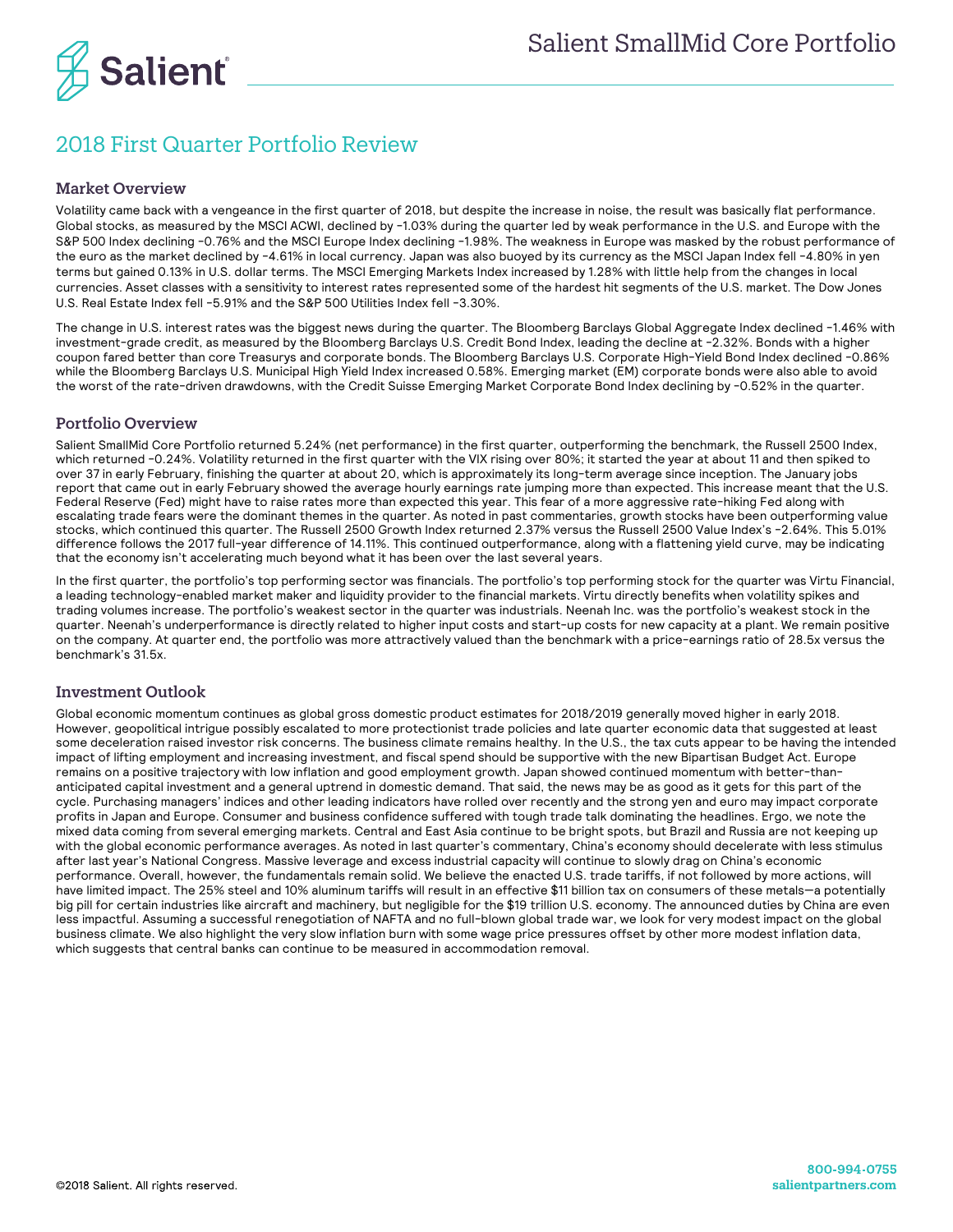# Salient SmallMid Core Portfolio

## 2018 First Quarter Portfolio Review

### Market Overview

Volatility came back with a vengeance in the first quarter of 2018, but despite the increase in noise, the result was basically flat performance. Global stocks, as measured by the MSCI ACWI, declined by -1.03% during the quarter led by weak performance in the U.S. and Europe with the S&P 500 Index declining -0.76% and the MSCI Europe Index declining -1.98%. The weakness in Europe was masked by the robust performance of the euro as the market declined by -4.61% in local currency. Japan was also buoyed by its currency as the MSCI Japan Index fell -4.80% in yen terms but gained 0.13% in U.S. dollar terms. The MSCI Emerging Markets Index increased by 1.28% with little help from the changes in local currencies. Asset classes with a sensitivity to interest rates represented some of the hardest hit segments of the U.S. market. The Dow Jones U.S. Real Estate Index fell -5.91% and the S&P 500 Utilities Index fell -3.30%.

The change in U.S. interest rates was the biggest news during the quarter. The Bloomberg Barclays Global Aggregate Index declined -1.46% with investment-grade credit, as measured by the Bloomberg Barclays U.S. Credit Bond Index, leading the decline at -2.32%. Bonds with a higher coupon fared better than core Treasurys and corporate bonds. The Bloomberg Barclays U.S. Corporate High-Yield Bond Index declined -0.86% while the Bloomberg Barclays U.S. Municipal High Yield Index increased 0.58%. Emerging market (EM) corporate bonds were also able to avoid the worst of the rate-driven drawdowns, with the Credit Suisse Emerging Market Corporate Bond Index declining by -0.52% in the quarter.

### Portfolio Overview

Salient SmallMid Core Portfolio returned 5.24% (net performance) in the first quarter, outperforming the benchmark, the Russell 2500 Index, which returned -0.24%. Volatility returned in the first quarter with the VIX rising over 80%; it started the year at about 11 and then spiked to over 37 in early February, finishing the quarter at about 20, which is approximately its long-term average since inception. The January jobs report that came out in early February showed the average hourly earnings rate jumping more than expected. This increase meant that the U.S. Federal Reserve (Fed) might have to raise rates more than expected this year. This fear of a more aggressive rate-hiking Fed along with escalating trade fears were the dominant themes in the quarter. As noted in past commentaries, growth stocks have been outperforming value stocks, which continued this quarter. The Russell 2500 Growth Index returned 2.37% versus the Russell 2500 Value Index's -2.64%. This 5.01% difference follows the 2017 full-year difference of 14.11%. This continued outperformance, along with a flattening yield curve, may be indicating that the economy isn't accelerating much beyond what it has been over the last several years.

In the first quarter, the portfolio's top performing sector was financials. The portfolio's top performing stock for the quarter was Virtu Financial, a leading technology-enabled market maker and liquidity provider to the financial markets. Virtu directly benefits when volatility spikes and trading volumes increase. The portfolio's weakest sector in the quarter was industrials. Neenah Inc. was the portfolio's weakest stock in the quarter. Neenah's underperformance is directly related to higher input costs and start-up costs for new capacity at a plant. We remain positive on the company. At quarter end, the portfolio was more attractively valued than the benchmark with a price-earnings ratio of 28.5x versus the benchmark's 31.5x.

### Investment Outlook

Global economic momentum continues as global gross domestic product estimates for 2018/2019 generally moved higher in early 2018. However, geopolitical intrigue possibly escalated to more protectionist trade policies and late quarter economic data that suggested at least some deceleration raised investor risk concerns. The business climate remains healthy. In the U.S., the tax cuts appear to be having the intended impact of lifting employment and increasing investment, and fiscal spend should be supportive with the new Bipartisan Budget Act. Europe remains on a positive trajectory with low inflation and good employment growth. Japan showed continued momentum with better-than-anticipated capital investment and a general uptrend in domestic demand. That said, the news may be as good as it gets for this part of the cycle. Purchasing managers' indices and other leading indicators have rolled over recently and the strong yen and euro may impact corporate profits in Japan and Europe. Consumer and business confidence suffered with tough trade talk dominating the headlines. Ergo, we note the mixed data coming from several emerging markets. Central and East Asia continue to be bright spots, but Brazil and Russia are not keeping up with the global economic performance averages. As noted in last quarter's commentary, China's economy should decelerate with less stimulus after last year's National Congress. Massive leverage and excess industrial capacity will continue to slowly drag on China's economic performance. Overall, however, the fundamentals remain solid. We believe the enacted U.S. trade tariffs, if not followed by more actions, will have limited impact. The 25% steel and 10% aluminum tariffs will result in an effective $11 billion tax on consumers of these metals—a potentially big pill for certain industries like aircraft and machinery, but negligible for the $19 trillion U.S. economy. The announced duties by China are even less impactful. Assuming a successful renegotiation of NAFTA and no full-blown global trade war, we look for very modest impact on the global business climate. We also highlight the very slow inflation burn with some wage price pressures offset by other more modest inflation data, which suggests that central banks can continue to be measured in accommodation removal.

©2018 Salient. All rights reserved.

800-994-0755
salientpartners.com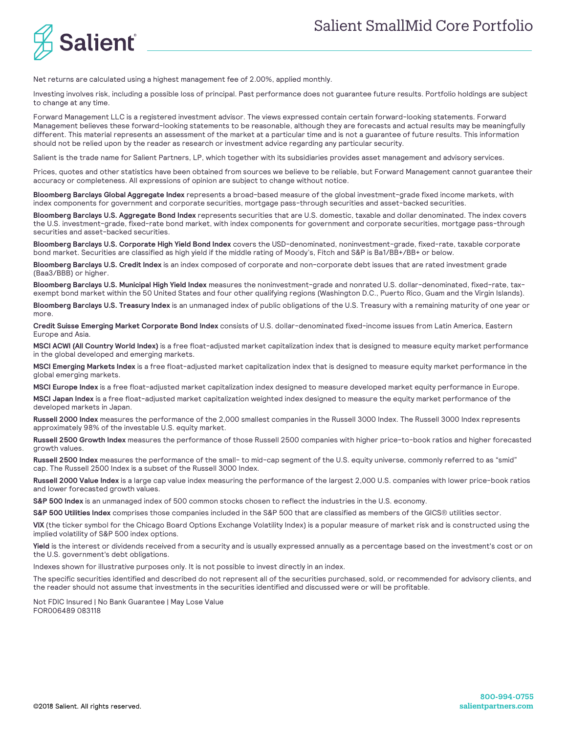Net returns are calculated using a highest management fee of 2.00%, applied monthly.

Investing involves risk, including a possible loss of principal. Past performance does not guarantee future results. Portfolio holdings are subject to change at any time.

Forward Management LLC is a registered investment advisor. The views expressed contain certain forward-looking statements. Forward Management believes these forward-looking statements to be reasonable, although they are forecasts and actual results may be meaningfully different. This material represents an assessment of the market at a particular time and is not a guarantee of future results. This information should not be relied upon by the reader as research or investment advice regarding any particular security.

Salient is the trade name for Salient Partners, LP, which together with its subsidiaries provides asset management and advisory services.

Prices, quotes and other statistics have been obtained from sources we believe to be reliable, but Forward Management cannot guarantee their accuracy or completeness. All expressions of opinion are subject to change without notice.

**Bloomberg Barclays Global Aggregate Index** represents a broad-based measure of the global investment-grade fixed income markets, with index components for government and corporate securities, mortgage pass-through securities and asset-backed securities.

**Bloomberg Barclays U.S. Aggregate Bond Index** represents securities that are U.S. domestic, taxable and dollar denominated. The index covers the U.S. investment-grade, fixed-rate bond market, with index components for government and corporate securities, mortgage pass-through securities and asset-backed securities.

**Bloomberg Barclays U.S. Corporate High Yield Bond Index** covers the USD-denominated, noninvestment-grade, fixed-rate, taxable corporate bond market. Securities are classified as high yield if the middle rating of Moody's, Fitch and S&P is Ba1/BB+/BB+ or below.

**Bloomberg Barclays U.S. Credit Index** is an index composed of corporate and non-corporate debt issues that are rated investment grade (Baa3/BBB) or higher.

**Bloomberg Barclays U.S. Municipal High Yield Index** measures the noninvestment-grade and nonrated U.S. dollar-denominated, fixed-rate, tax-exempt bond market within the 50 United States and four other qualifying regions (Washington D.C., Puerto Rico, Guam and the Virgin Islands).

**Bloomberg Barclays U.S. Treasury Index** is an unmanaged index of public obligations of the U.S. Treasury with a remaining maturity of one year or more.

**Credit Suisse Emerging Market Corporate Bond Index** consists of U.S. dollar-denominated fixed-income issues from Latin America, Eastern Europe and Asia.

**MSCI ACWI (All Country World Index)** is a free float-adjusted market capitalization index that is designed to measure equity market performance in the global developed and emerging markets.

**MSCI Emerging Markets Index** is a free float-adjusted market capitalization index that is designed to measure equity market performance in the global emerging markets.

**MSCI Europe Index** is a free float-adjusted market capitalization index designed to measure developed market equity performance in Europe.

**MSCI Japan Index** is a free float-adjusted market capitalization weighted index designed to measure the equity market performance of the developed markets in Japan.

**Russell 2000 Index** measures the performance of the 2,000 smallest companies in the Russell 3000 Index. The Russell 3000 Index represents approximately 98% of the investable U.S. equity market.

**Russell 2500 Growth Index** measures the performance of those Russell 2500 companies with higher price-to-book ratios and higher forecasted growth values.

**Russell 2500 Index** measures the performance of the small- to mid-cap segment of the U.S. equity universe, commonly referred to as "smid" cap. The Russell 2500 Index is a subset of the Russell 3000 Index.

**Russell 2000 Value Index** is a large cap value index measuring the performance of the largest 2,000 U.S. companies with lower price-book ratios and lower forecasted growth values.

**S&P 500 Index** is an unmanaged index of 500 common stocks chosen to reflect the industries in the U.S. economy.

**S&P 500 Utilities Index** comprises those companies included in the S&P 500 that are classified as members of the GICS® utilities sector.

**VIX** (the ticker symbol for the Chicago Board Options Exchange Volatility Index) is a popular measure of market risk and is constructed using the implied volatility of S&P 500 index options.

**Yield** is the interest or dividends received from a security and is usually expressed annually as a percentage based on the investment's cost or on the U.S. government's debt obligations.

Indexes shown for illustrative purposes only. It is not possible to invest directly in an index.

The specific securities identified and described do not represent all of the securities purchased, sold, or recommended for advisory clients, and the reader should not assume that investments in the securities identified and discussed were or will be profitable.

Not FDIC Insured | No Bank Guarantee | May Lose Value
FOR006489 083118

©2018 Salient. All rights reserved.

**800-994-0755**
**salientpartners.com**